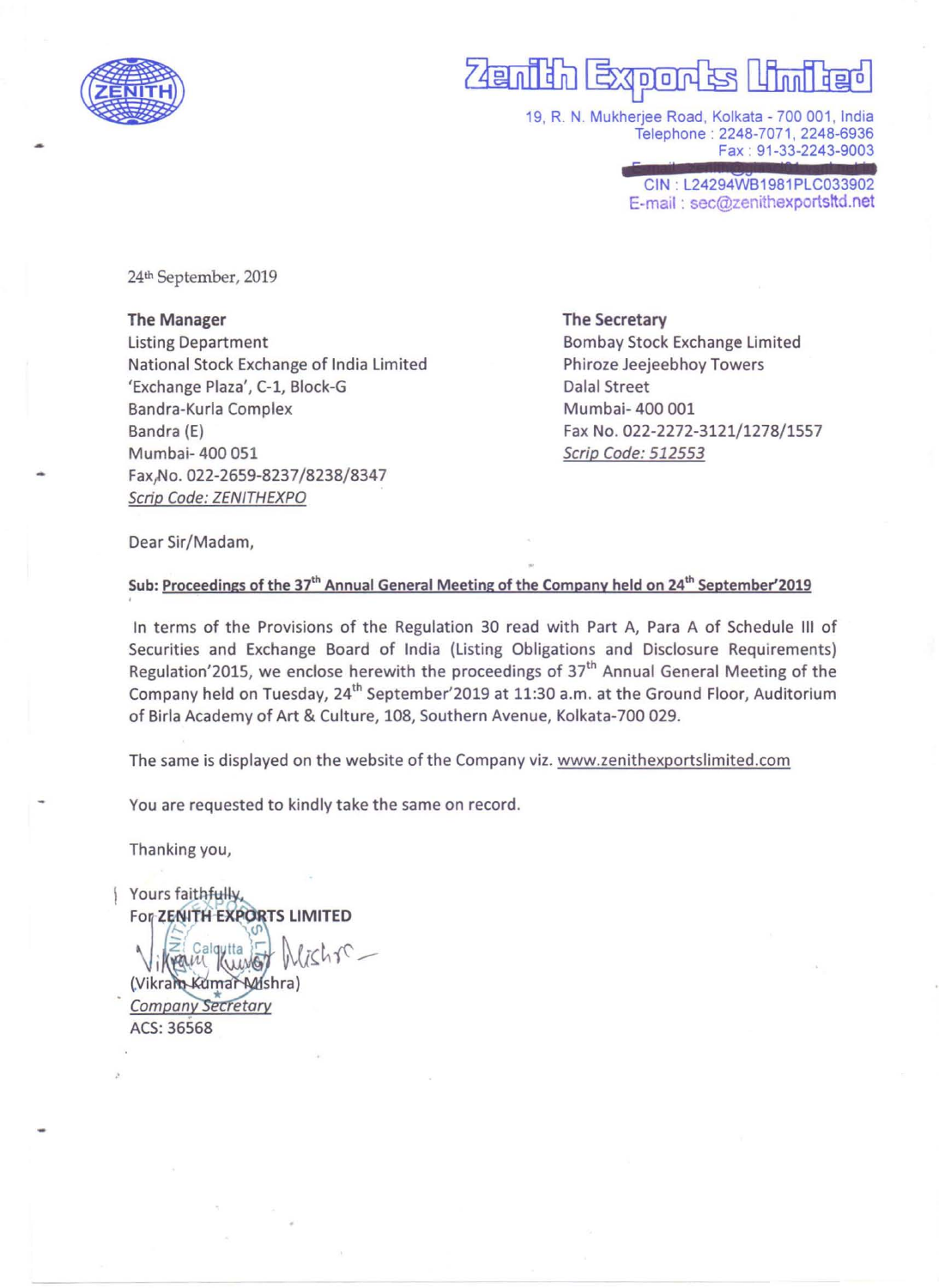# Zenith Exports Limited

19, R. N. Mukherjee Road, Kolkata - 700 001, India
Telephone : 2248-7071, 2248-6936
Fax : 91-33-2243-9003
CIN : L24294WB1981PLC033902
E-mail : sec@zenithexportsltd.net

24th September, 2019

**The Manager**
Listing Department
National Stock Exchange of India Limited
'Exchange Plaza', C-1, Block-G
Bandra-Kurla Complex
Bandra (E)
Mumbai- 400 051
Fax No. 022-2659-8237/8238/8347
*Scrip Code: ZENITHEXPO*

**The Secretary**
Bombay Stock Exchange Limited
Phiroze Jeejeebhoy Towers
Dalal Street
Mumbai- 400 001
Fax No. 022-2272-3121/1278/1557
*Scrip Code: 512553*

Dear Sir/Madam,

**Sub: Proceedings of the 37th Annual General Meeting of the Company held on 24th September'2019**

In terms of the Provisions of the Regulation 30 read with Part A, Para A of Schedule III of Securities and Exchange Board of India (Listing Obligations and Disclosure Requirements) Regulation'2015, we enclose herewith the proceedings of 37th Annual General Meeting of the Company held on Tuesday, 24th September'2019 at 11:30 a.m. at the Ground Floor, Auditorium of Birla Academy of Art & Culture, 108, Southern Avenue, Kolkata-700 029.

The same is displayed on the website of the Company viz. www.zenithexportslimited.com

You are requested to kindly take the same on record.

Thanking you,

Yours faithfully,
For **ZENITH EXPORTS LIMITED**

(Vikram Kumar Mishra)
*Company Secretary*
ACS: 36568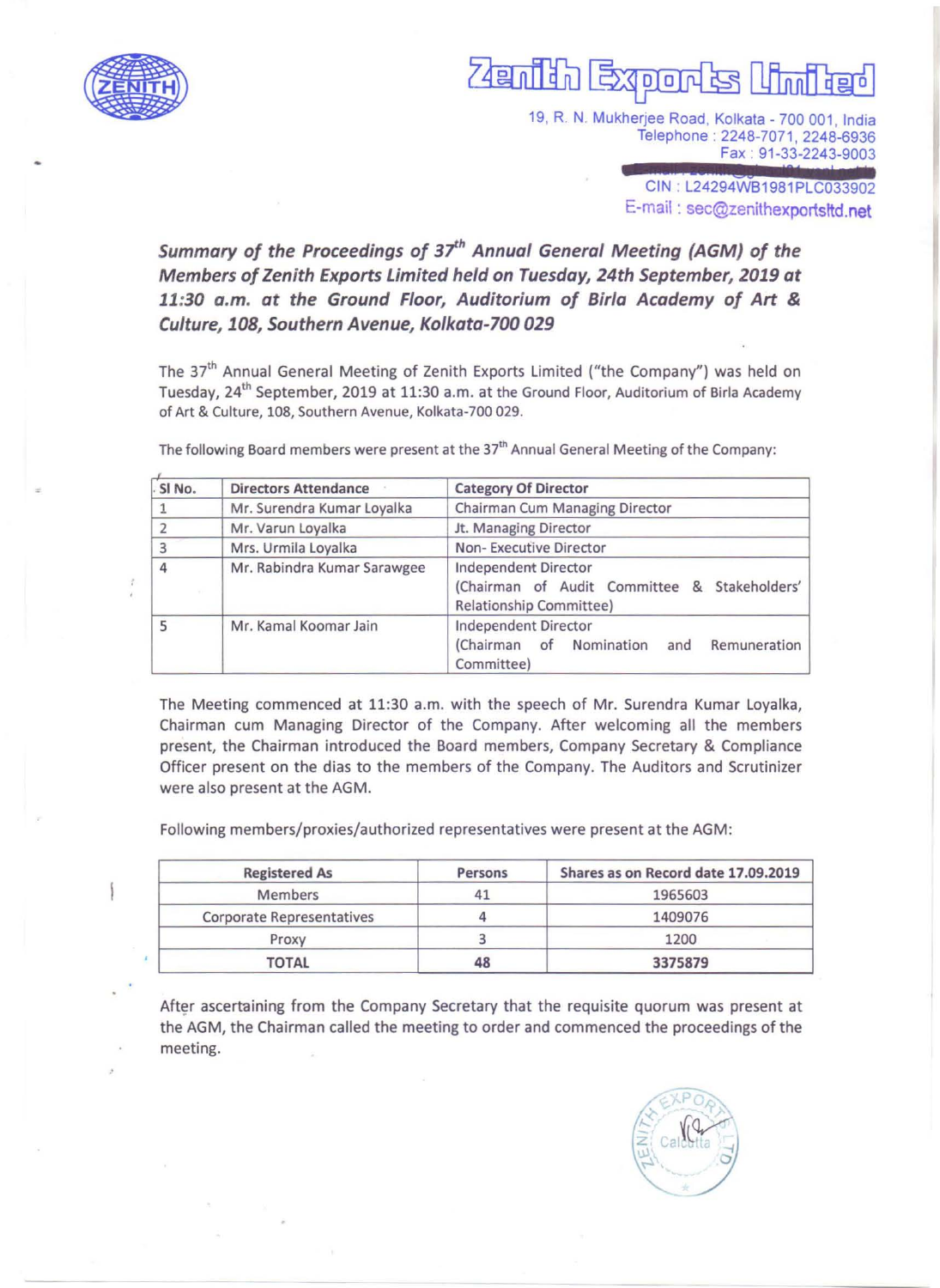# Zenith Exports Limited

19, R. N. Mukherjee Road, Kolkata - 700 001, India
Telephone : 2248-7071, 2248-6936
Fax : 91-33-2243-9003
CIN : L24294WB1981PLC033902
E-mail : sec@zenithexportsltd.net

## *Summary of the Proceedings of 37th Annual General Meeting (AGM) of the Members of Zenith Exports Limited held on Tuesday, 24th September, 2019 at 11:30 a.m. at the Ground Floor, Auditorium of Birla Academy of Art & Culture, 108, Southern Avenue, Kolkata-700 029*

The 37th Annual General Meeting of Zenith Exports Limited ("the Company") was held on Tuesday, 24th September, 2019 at 11:30 a.m. at the Ground Floor, Auditorium of Birla Academy of Art & Culture, 108, Southern Avenue, Kolkata-700 029.

The following Board members were present at the 37th Annual General Meeting of the Company:

| Sl No. | Directors Attendance | Category Of Director |
|---|---|---|
| 1 | Mr. Surendra Kumar Loyalka | Chairman Cum Managing Director |
| 2 | Mr. Varun Loyalka | Jt. Managing Director |
| 3 | Mrs. Urmila Loyalka | Non- Executive Director |
| 4 | Mr. Rabindra Kumar Sarawgee | Independent Director (Chairman of Audit Committee & Stakeholders' Relationship Committee) |
| 5 | Mr. Kamal Koomar Jain | Independent Director (Chairman of Nomination and Remuneration Committee) |

The Meeting commenced at 11:30 a.m. with the speech of Mr. Surendra Kumar Loyalka, Chairman cum Managing Director of the Company. After welcoming all the members present, the Chairman introduced the Board members, Company Secretary & Compliance Officer present on the dias to the members of the Company. The Auditors and Scrutinizer were also present at the AGM.

Following members/proxies/authorized representatives were present at the AGM:

| Registered As | Persons | Shares as on Record date 17.09.2019 |
|---|---|---|
| Members | 41 | 1965603 |
| Corporate Representatives | 4 | 1409076 |
| Proxy | 3 | 1200 |
| **TOTAL** | **48** | **3375879** |

After ascertaining from the Company Secretary that the requisite quorum was present at the AGM, the Chairman called the meeting to order and commenced the proceedings of the meeting.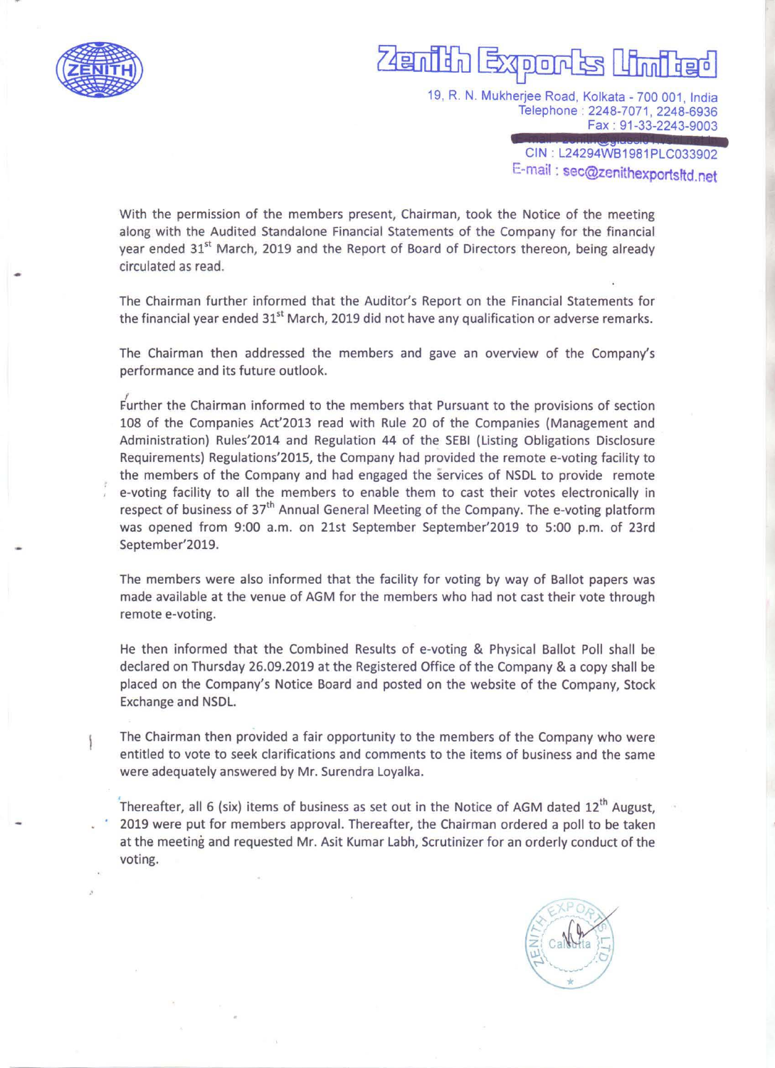# Zenith Exports Limited

19, R. N. Mukherjee Road, Kolkata - 700 001, India
Telephone : 2248-7071, 2248-6936
Fax : 91-33-2243-9003
CIN : L24294WB1981PLC033902
E-mail : sec@zenithexportsltd.net

With the permission of the members present, Chairman, took the Notice of the meeting along with the Audited Standalone Financial Statements of the Company for the financial year ended 31st March, 2019 and the Report of Board of Directors thereon, being already circulated as read.

The Chairman further informed that the Auditor's Report on the Financial Statements for the financial year ended 31st March, 2019 did not have any qualification or adverse remarks.

The Chairman then addressed the members and gave an overview of the Company's performance and its future outlook.

Further the Chairman informed to the members that Pursuant to the provisions of section 108 of the Companies Act'2013 read with Rule 20 of the Companies (Management and Administration) Rules'2014 and Regulation 44 of the SEBI (Listing Obligations Disclosure Requirements) Regulations'2015, the Company had provided the remote e-voting facility to the members of the Company and had engaged the services of NSDL to provide remote e-voting facility to all the members to enable them to cast their votes electronically in respect of business of 37th Annual General Meeting of the Company. The e-voting platform was opened from 9:00 a.m. on 21st September September'2019 to 5:00 p.m. of 23rd September'2019.

The members were also informed that the facility for voting by way of Ballot papers was made available at the venue of AGM for the members who had not cast their vote through remote e-voting.

He then informed that the Combined Results of e-voting & Physical Ballot Poll shall be declared on Thursday 26.09.2019 at the Registered Office of the Company & a copy shall be placed on the Company's Notice Board and posted on the website of the Company, Stock Exchange and NSDL.

The Chairman then provided a fair opportunity to the members of the Company who were entitled to vote to seek clarifications and comments to the items of business and the same were adequately answered by Mr. Surendra Loyalka.

Thereafter, all 6 (six) items of business as set out in the Notice of AGM dated 12th August, 2019 were put for members approval. Thereafter, the Chairman ordered a poll to be taken at the meeting and requested Mr. Asit Kumar Labh, Scrutinizer for an orderly conduct of the voting.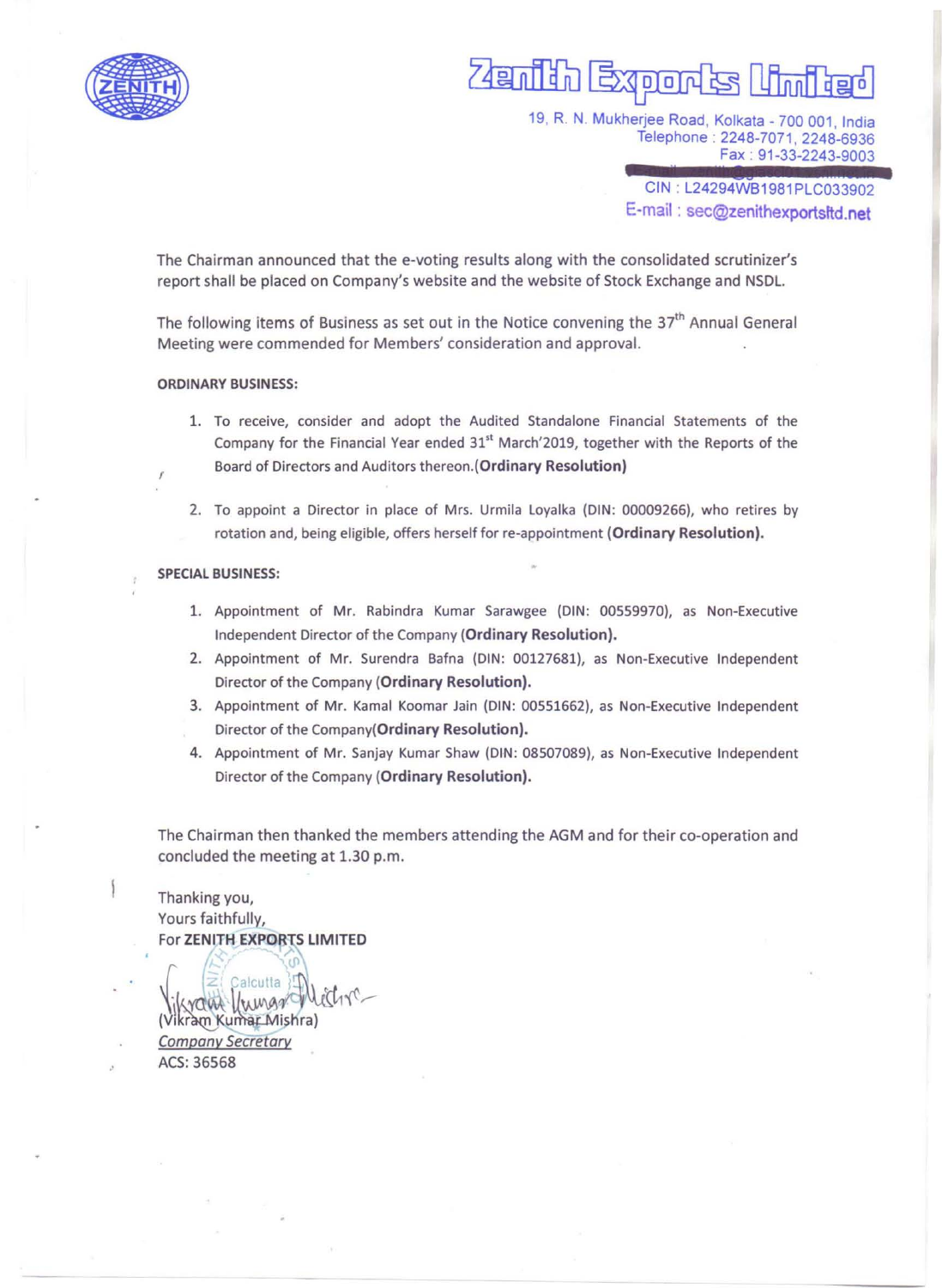# Zenith Exports Limited

19, R. N. Mukherjee Road, Kolkata - 700 001, India
Telephone : 2248-7071, 2248-6936
Fax : 91-33-2243-9003
CIN : L24294WB1981PLC033902
E-mail : sec@zenithexportsltd.net

The Chairman announced that the e-voting results along with the consolidated scrutinizer's report shall be placed on Company's website and the website of Stock Exchange and NSDL.

The following items of Business as set out in the Notice convening the 37th Annual General Meeting were commended for Members' consideration and approval.

**ORDINARY BUSINESS:**

1. To receive, consider and adopt the Audited Standalone Financial Statements of the Company for the Financial Year ended 31st March'2019, together with the Reports of the Board of Directors and Auditors thereon.(**Ordinary Resolution)**
2. To appoint a Director in place of Mrs. Urmila Loyalka (DIN: 00009266), who retires by rotation and, being eligible, offers herself for re-appointment (**Ordinary Resolution).**

**SPECIAL BUSINESS:**

1. Appointment of Mr. Rabindra Kumar Sarawgee (DIN: 00559970), as Non-Executive Independent Director of the Company (**Ordinary Resolution).**
2. Appointment of Mr. Surendra Bafna (DIN: 00127681), as Non-Executive Independent Director of the Company (**Ordinary Resolution).**
3. Appointment of Mr. Kamal Koomar Jain (DIN: 00551662), as Non-Executive Independent Director of the Company(**Ordinary Resolution).**
4. Appointment of Mr. Sanjay Kumar Shaw (DIN: 08507089), as Non-Executive Independent Director of the Company (**Ordinary Resolution).**

The Chairman then thanked the members attending the AGM and for their co-operation and concluded the meeting at 1.30 p.m.

Thanking you,
Yours faithfully,
For **ZENITH EXPORTS LIMITED**

(Vikram Kumar Mishra)
*Company Secretary*
ACS: 36568